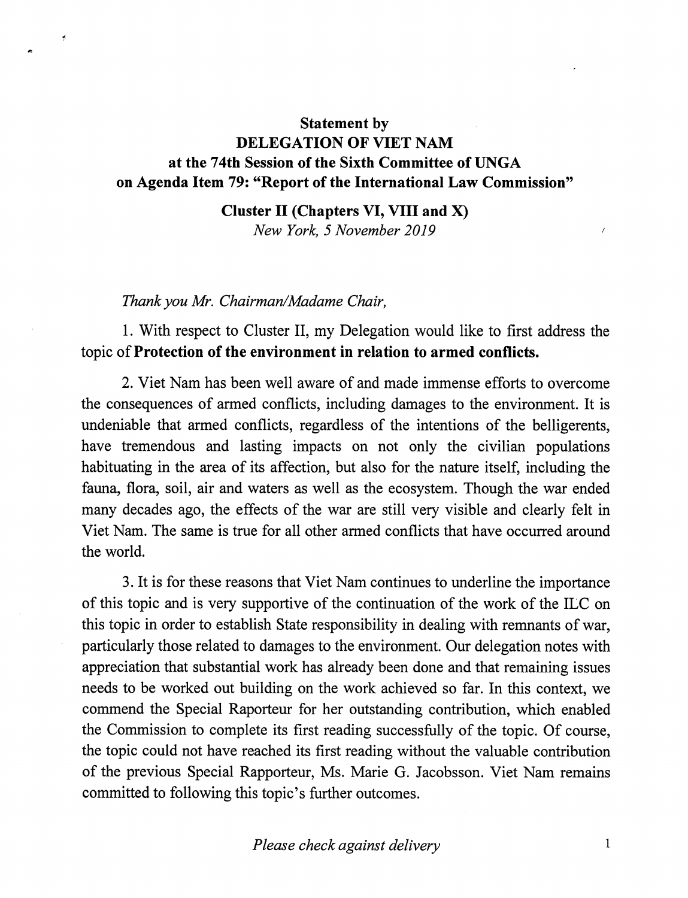# Statement by
# DELEGATION OF VIET NAM
## at the 74th Session of the Sixth Committee of UNGA on Agenda Item 79: "Report of the International Law Commission"

**Cluster II (Chapters VI, VIII and X)**
*New York, 5 November 2019*

*Thank you Mr. Chairman/Madame Chair,*

1. With respect to Cluster II, my Delegation would like to first address the topic of **Protection of the environment in relation to armed conflicts.**

2. Viet Nam has been well aware of and made immense efforts to overcome the consequences of armed conflicts, including damages to the environment. It is undeniable that armed conflicts, regardless of the intentions of the belligerents, have tremendous and lasting impacts on not only the civilian populations habituating in the area of its affection, but also for the nature itself, including the fauna, flora, soil, air and waters as well as the ecosystem. Though the war ended many decades ago, the effects of the war are still very visible and clearly felt in Viet Nam. The same is true for all other armed conflicts that have occurred around the world.

3. It is for these reasons that Viet Nam continues to underline the importance of this topic and is very supportive of the continuation of the work of the ILC on this topic in order to establish State responsibility in dealing with remnants of war, particularly those related to damages to the environment. Our delegation notes with appreciation that substantial work has already been done and that remaining issues needs to be worked out building on the work achieved so far. In this context, we commend the Special Raporteur for her outstanding contribution, which enabled the Commission to complete its first reading successfully of the topic. Of course, the topic could not have reached its first reading without the valuable contribution of the previous Special Rapporteur, Ms. Marie G. Jacobsson. Viet Nam remains committed to following this topic's further outcomes.

*Please check against delivery*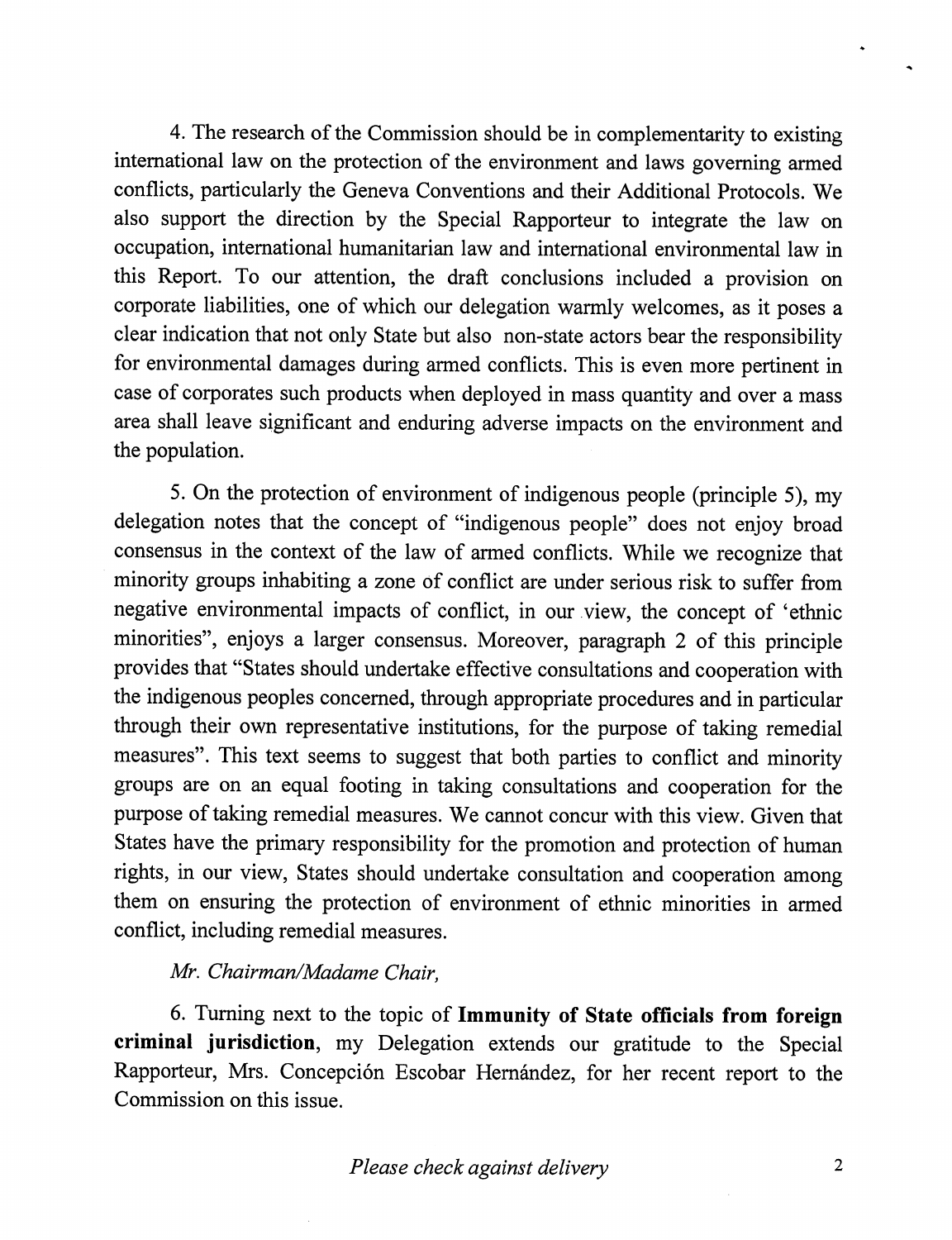4. The research of the Commission should be in complementarity to existing international law on the protection of the environment and laws governing armed conflicts, particularly the Geneva Conventions and their Additional Protocols. We also support the direction by the Special Rapporteur to integrate the law on occupation, international humanitarian law and international environmental law in this Report. To our attention, the draft conclusions included a provision on corporate liabilities, one of which our delegation warmly welcomes, as it poses a clear indication that not only State but also non-state actors bear the responsibility for environmental damages during armed conflicts. This is even more pertinent in case of corporates such products when deployed in mass quantity and over a mass area shall leave significant and enduring adverse impacts on the environment and the population.

5. On the protection of environment of indigenous people (principle 5), my delegation notes that the concept of "indigenous people" does not enjoy broad consensus in the context of the law of armed conflicts. While we recognize that minority groups inhabiting a zone of conflict are under serious risk to suffer from negative environmental impacts of conflict, in our view, the concept of 'ethnic minorities", enjoys a larger consensus. Moreover, paragraph 2 of this principle provides that "States should undertake effective consultations and cooperation with the indigenous peoples concerned, through appropriate procedures and in particular through their own representative institutions, for the purpose of taking remedial measures". This text seems to suggest that both parties to conflict and minority groups are on an equal footing in taking consultations and cooperation for the purpose of taking remedial measures. We cannot concur with this view. Given that States have the primary responsibility for the promotion and protection of human rights, in our view, States should undertake consultation and cooperation among them on ensuring the protection of environment of ethnic minorities in armed conflict, including remedial measures.

*Mr. Chairman/Madame Chair,*

6. Turning next to the topic of **Immunity of State officials from foreign criminal jurisdiction**, my Delegation extends our gratitude to the Special Rapporteur, Mrs. Concepción Escobar Hernández, for her recent report to the Commission on this issue.

*Please check against delivery*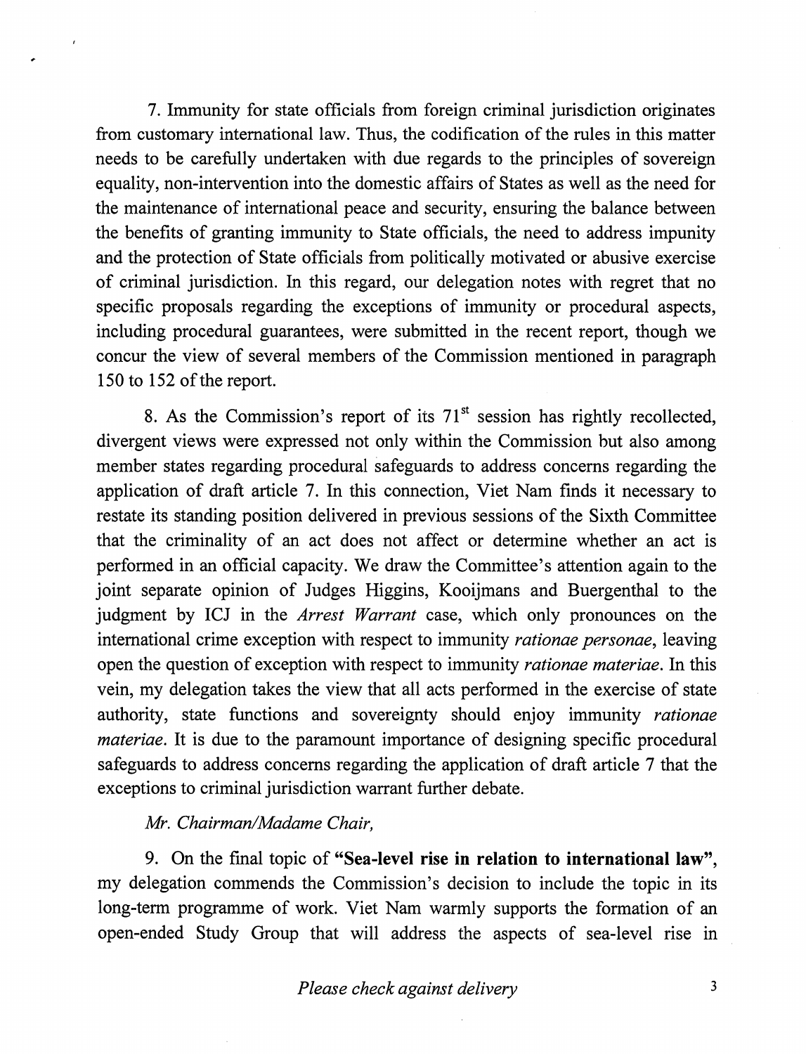7. Immunity for state officials from foreign criminal jurisdiction originates from customary international law. Thus, the codification of the rules in this matter needs to be carefully undertaken with due regards to the principles of sovereign equality, non-intervention into the domestic affairs of States as well as the need for the maintenance of international peace and security, ensuring the balance between the benefits of granting immunity to State officials, the need to address impunity and the protection of State officials from politically motivated or abusive exercise of criminal jurisdiction. In this regard, our delegation notes with regret that no specific proposals regarding the exceptions of immunity or procedural aspects, including procedural guarantees, were submitted in the recent report, though we concur the view of several members of the Commission mentioned in paragraph 150 to 152 of the report.

8. As the Commission's report of its 71st session has rightly recollected, divergent views were expressed not only within the Commission but also among member states regarding procedural safeguards to address concerns regarding the application of draft article 7. In this connection, Viet Nam finds it necessary to restate its standing position delivered in previous sessions of the Sixth Committee that the criminality of an act does not affect or determine whether an act is performed in an official capacity. We draw the Committee's attention again to the joint separate opinion of Judges Higgins, Kooijmans and Buergenthal to the judgment by ICJ in the *Arrest Warrant* case, which only pronounces on the international crime exception with respect to immunity *rationae personae*, leaving open the question of exception with respect to immunity *rationae materiae*. In this vein, my delegation takes the view that all acts performed in the exercise of state authority, state functions and sovereignty should enjoy immunity *rationae materiae*. It is due to the paramount importance of designing specific procedural safeguards to address concerns regarding the application of draft article 7 that the exceptions to criminal jurisdiction warrant further debate.

*Mr. Chairman/Madame Chair,*

9. On the final topic of **"Sea-level rise in relation to international law"**, my delegation commends the Commission's decision to include the topic in its long-term programme of work. Viet Nam warmly supports the formation of an open-ended Study Group that will address the aspects of sea-level rise in

*Please check against delivery*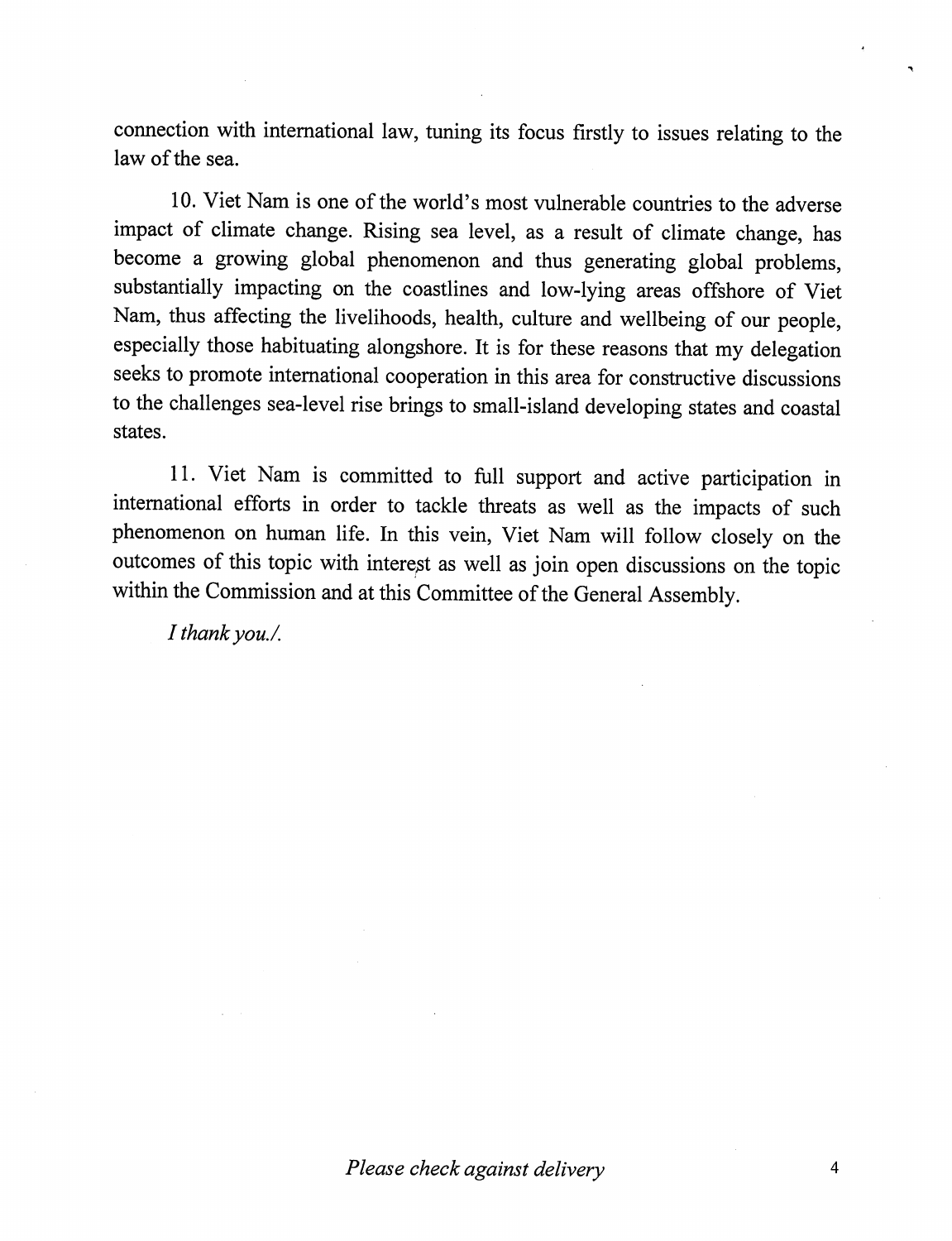connection with international law, tuning its focus firstly to issues relating to the law of the sea.

10. Viet Nam is one of the world's most vulnerable countries to the adverse impact of climate change. Rising sea level, as a result of climate change, has become a growing global phenomenon and thus generating global problems, substantially impacting on the coastlines and low-lying areas offshore of Viet Nam, thus affecting the livelihoods, health, culture and wellbeing of our people, especially those habituating alongshore. It is for these reasons that my delegation seeks to promote international cooperation in this area for constructive discussions to the challenges sea-level rise brings to small-island developing states and coastal states.

11. Viet Nam is committed to full support and active participation in international efforts in order to tackle threats as well as the impacts of such phenomenon on human life. In this vein, Viet Nam will follow closely on the outcomes of this topic with interest as well as join open discussions on the topic within the Commission and at this Committee of the General Assembly.

*I thank you./.*

*Please check against delivery*